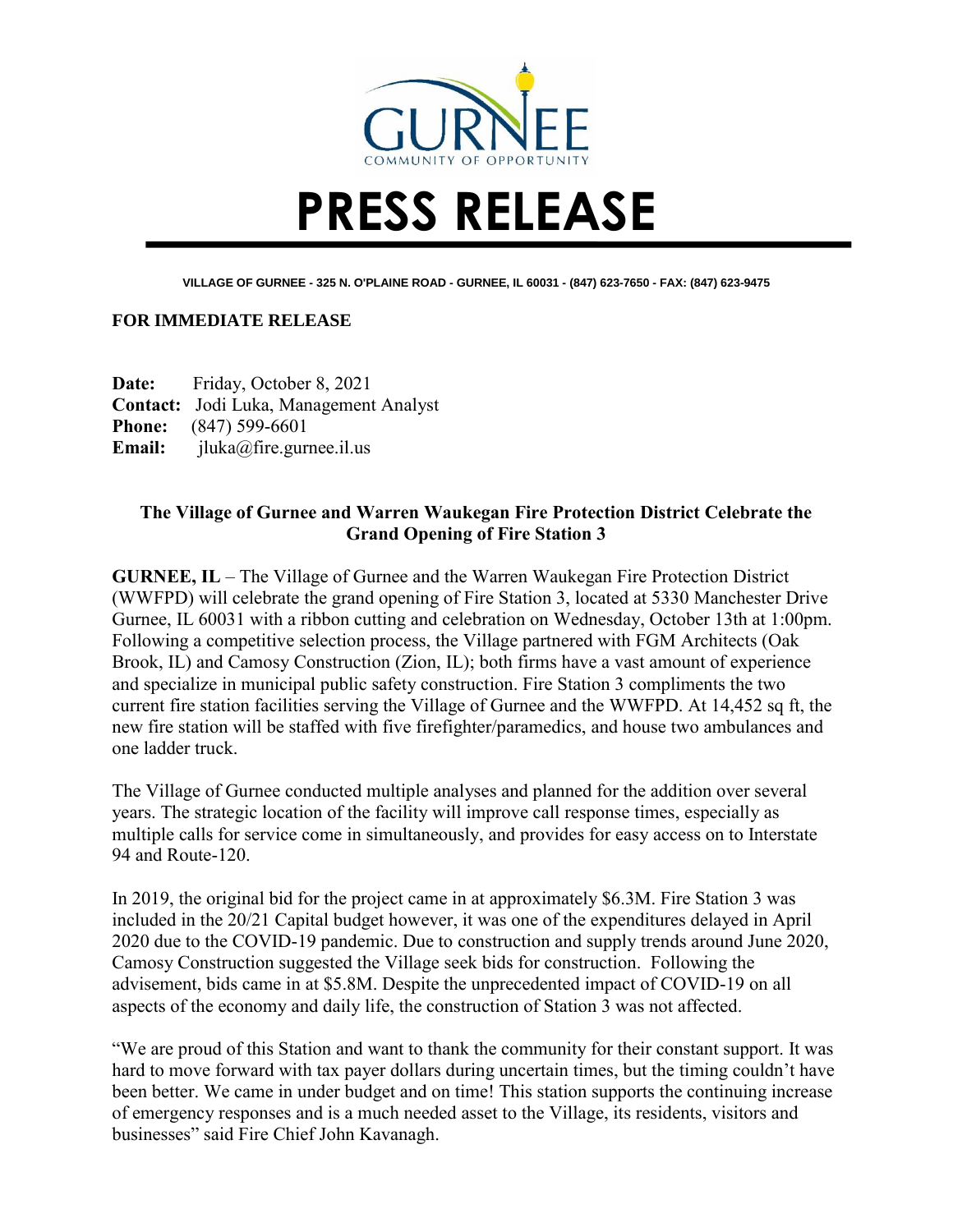GURNEE

COMMUNITY OF OPPORTUNITY

# PRESS RELEASE

VILLAGE OF GURNEE - 325 N. O'PLAINE ROAD - GURNEE, IL 60031 - (847) 623-7650 - FAX: (847) 623-9475

**FOR IMMEDIATE RELEASE**

**Date:** Friday, October 8, 2021
**Contact:** Jodi Luka, Management Analyst
**Phone:** (847) 599-6601
**Email:** jluka@fire.gurnee.il.us

## The Village of Gurnee and Warren Waukegan Fire Protection District Celebrate the Grand Opening of Fire Station 3

**GURNEE, IL** – The Village of Gurnee and the Warren Waukegan Fire Protection District (WWFPD) will celebrate the grand opening of Fire Station 3, located at 5330 Manchester Drive Gurnee, IL 60031 with a ribbon cutting and celebration on Wednesday, October 13th at 1:00pm. Following a competitive selection process, the Village partnered with FGM Architects (Oak Brook, IL) and Camosy Construction (Zion, IL); both firms have a vast amount of experience and specialize in municipal public safety construction. Fire Station 3 compliments the two current fire station facilities serving the Village of Gurnee and the WWFPD. At 14,452 sq ft, the new fire station will be staffed with five firefighter/paramedics, and house two ambulances and one ladder truck.

The Village of Gurnee conducted multiple analyses and planned for the addition over several years. The strategic location of the facility will improve call response times, especially as multiple calls for service come in simultaneously, and provides for easy access on to Interstate 94 and Route-120.

In 2019, the original bid for the project came in at approximately $6.3M. Fire Station 3 was included in the 20/21 Capital budget however, it was one of the expenditures delayed in April 2020 due to the COVID-19 pandemic. Due to construction and supply trends around June 2020, Camosy Construction suggested the Village seek bids for construction. Following the advisement, bids came in at $5.8M. Despite the unprecedented impact of COVID-19 on all aspects of the economy and daily life, the construction of Station 3 was not affected.

"We are proud of this Station and want to thank the community for their constant support. It was hard to move forward with tax payer dollars during uncertain times, but the timing couldn't have been better. We came in under budget and on time! This station supports the continuing increase of emergency responses and is a much needed asset to the Village, its residents, visitors and businesses" said Fire Chief John Kavanagh.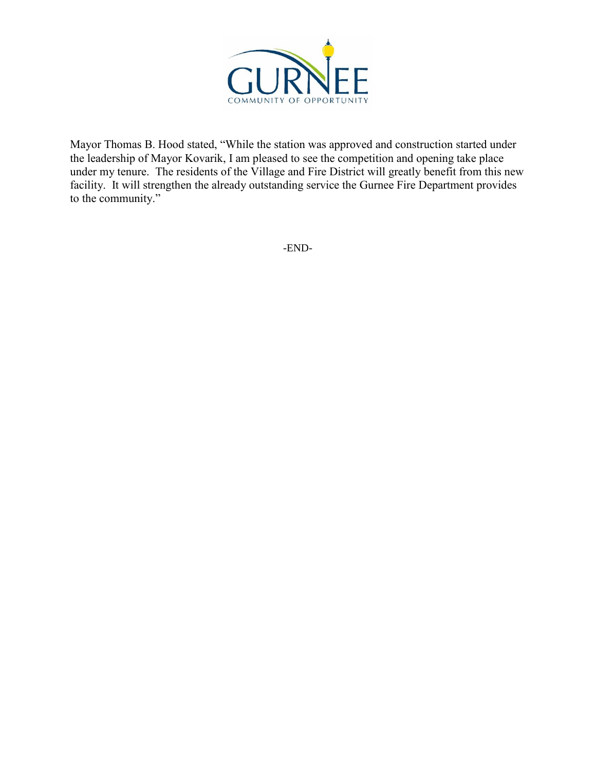Mayor Thomas B. Hood stated, "While the station was approved and construction started under the leadership of Mayor Kovarik, I am pleased to see the competition and opening take place under my tenure. The residents of the Village and Fire District will greatly benefit from this new facility. It will strengthen the already outstanding service the Gurnee Fire Department provides to the community."

-END-